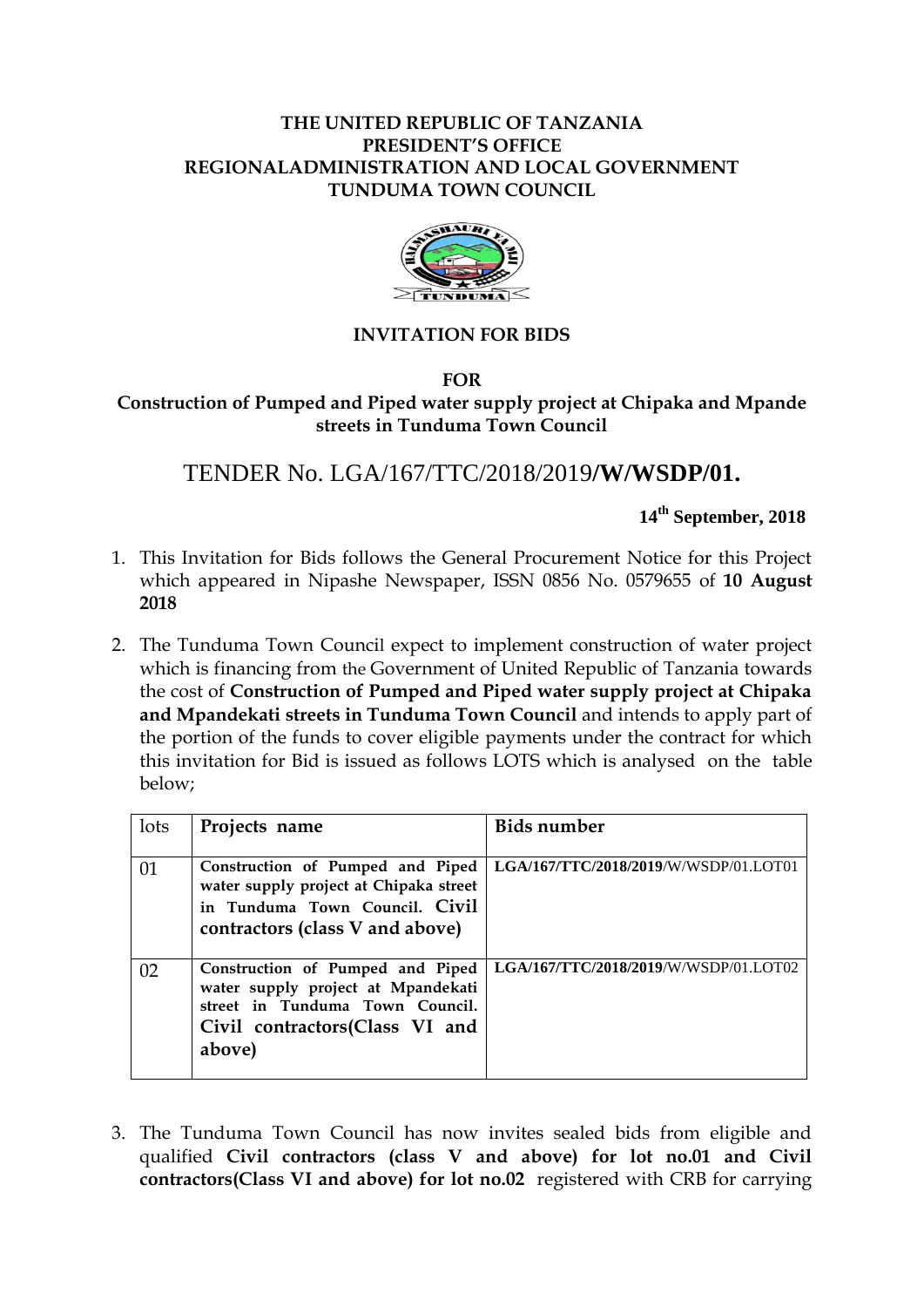**THE UNITED REPUBLIC OF TANZANIA**
**PRESIDENT'S OFFICE**
**REGIONALADMINISTRATION AND LOCAL GOVERNMENT**
**TUNDUMA TOWN COUNCIL**

## INVITATION FOR BIDS

**FOR**

**Construction of Pumped and Piped water supply project at Chipaka and Mpande streets in Tunduma Town Council**

# TENDER No. LGA/167/TTC/2018/2019/W/WSDP/01.

**14th September, 2018**

1. This Invitation for Bids follows the General Procurement Notice for this Project which appeared in Nipashe Newspaper, ISSN 0856 No. 0579655 of **10 August 2018**

2. The Tunduma Town Council expect to implement construction of water project which is financing from the Government of United Republic of Tanzania towards the cost of **Construction of Pumped and Piped water supply project at Chipaka and Mpandekati streets in Tunduma Town Council** and intends to apply part of the portion of the funds to cover eligible payments under the contract for which this invitation for Bid is issued as follows LOTS which is analysed on the table below;

| lots | Projects name | Bids number |
|---|---|---|
| 01 | **Construction of Pumped and Piped water supply project at Chipaka street in Tunduma Town Council. Civil contractors (class V and above)** | **LGA/167/TTC/2018/2019**/W/WSDP/01.LOT01 |
| 02 | **Construction of Pumped and Piped water supply project at Mpandekati street in Tunduma Town Council. Civil contractors(Class VI and above)** | **LGA/167/TTC/2018/2019**/W/WSDP/01.LOT02 |

3. The Tunduma Town Council has now invites sealed bids from eligible and qualified **Civil contractors (class V and above) for lot no.01 and Civil contractors(Class VI and above) for lot no.02** registered with CRB for carrying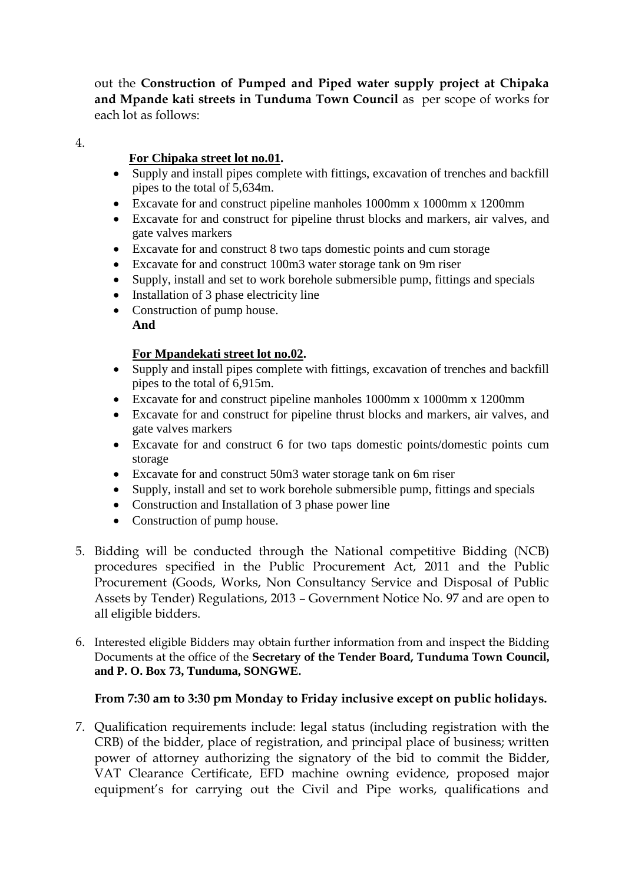out the **Construction of Pumped and Piped water supply project at Chipaka and Mpande kati streets in Tunduma Town Council** as per scope of works for each lot as follows:

4.

**For Chipaka street lot no.01.**

- Supply and install pipes complete with fittings, excavation of trenches and backfill pipes to the total of 5,634m.
- Excavate for and construct pipeline manholes 1000mm x 1000mm x 1200mm
- Excavate for and construct for pipeline thrust blocks and markers, air valves, and gate valves markers
- Excavate for and construct 8 two taps domestic points and cum storage
- Excavate for and construct 100m3 water storage tank on 9m riser
- Supply, install and set to work borehole submersible pump, fittings and specials
- Installation of 3 phase electricity line
- Construction of pump house.

**And**

**For Mpandekati street lot no.02.**

- Supply and install pipes complete with fittings, excavation of trenches and backfill pipes to the total of 6,915m.
- Excavate for and construct pipeline manholes 1000mm x 1000mm x 1200mm
- Excavate for and construct for pipeline thrust blocks and markers, air valves, and gate valves markers
- Excavate for and construct 6 for two taps domestic points/domestic points cum storage
- Excavate for and construct 50m3 water storage tank on 6m riser
- Supply, install and set to work borehole submersible pump, fittings and specials
- Construction and Installation of 3 phase power line
- Construction of pump house.

5. Bidding will be conducted through the National competitive Bidding (NCB) procedures specified in the Public Procurement Act, 2011 and the Public Procurement (Goods, Works, Non Consultancy Service and Disposal of Public Assets by Tender) Regulations, 2013 – Government Notice No. 97 and are open to all eligible bidders.

6. Interested eligible Bidders may obtain further information from and inspect the Bidding Documents at the office of the **Secretary of the Tender Board, Tunduma Town Council, and P. O. Box 73, Tunduma, SONGWE.**

   **From 7:30 am to 3:30 pm Monday to Friday inclusive except on public holidays.**

7. Qualification requirements include: legal status (including registration with the CRB) of the bidder, place of registration, and principal place of business; written power of attorney authorizing the signatory of the bid to commit the Bidder, VAT Clearance Certificate, EFD machine owning evidence, proposed major equipment's for carrying out the Civil and Pipe works, qualifications and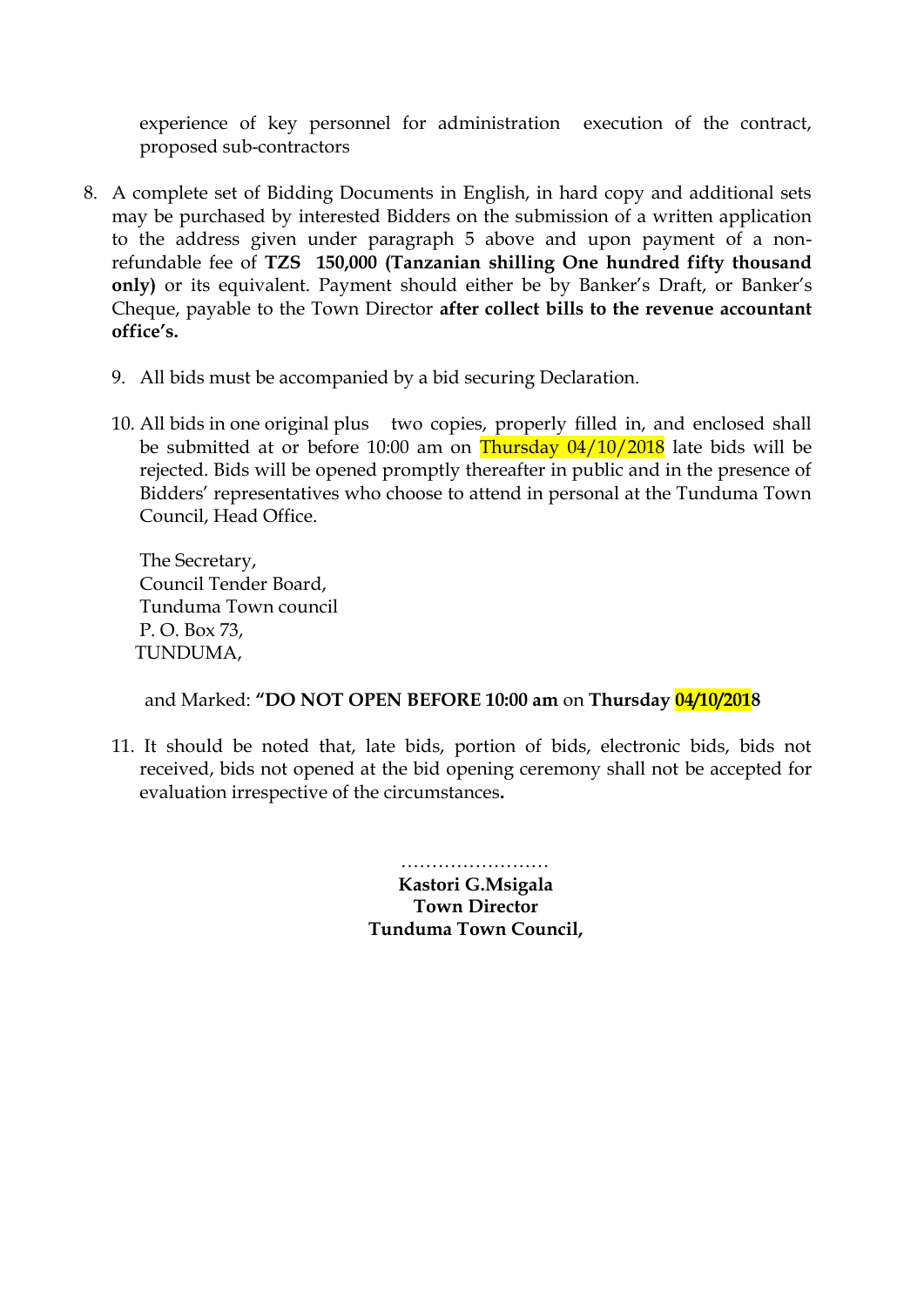experience of key personnel for administration execution of the contract, proposed sub-contractors

8. A complete set of Bidding Documents in English, in hard copy and additional sets may be purchased by interested Bidders on the submission of a written application to the address given under paragraph 5 above and upon payment of a non-refundable fee of **TZS 150,000 (Tanzanian shilling One hundred fifty thousand only)** or its equivalent. Payment should either be by Banker's Draft, or Banker's Cheque, payable to the Town Director **after collect bills to the revenue accountant office's.**

9. All bids must be accompanied by a bid securing Declaration.

10. All bids in one original plus two copies, properly filled in, and enclosed shall be submitted at or before 10:00 am on Thursday 04/10/2018 late bids will be rejected. Bids will be opened promptly thereafter in public and in the presence of Bidders' representatives who choose to attend in personal at the Tunduma Town Council, Head Office.

    The Secretary,
    Council Tender Board,
    Tunduma Town council
    P. O. Box 73,
    TUNDUMA,

    and Marked: **"DO NOT OPEN BEFORE 10:00 am** on **Thursday 04/10/2018**

11. It should be noted that, late bids, portion of bids, electronic bids, bids not received, bids not opened at the bid opening ceremony shall not be accepted for evaluation irrespective of the circumstances**.**

……………………
**Kastori G.Msigala**
**Town Director**
**Tunduma Town Council,**